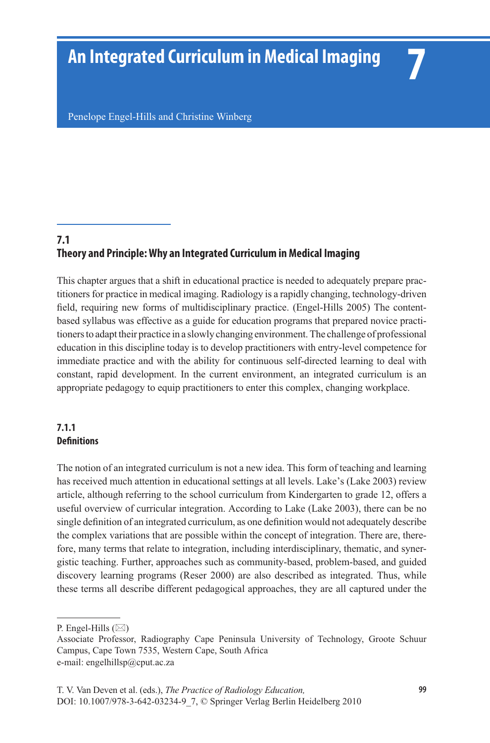# 7 An Integrated Curriculum in Medical Imaging

Penelope Engel-Hills and Christine Winberg

## 7.1 Theory and Principle: Why an Integrated Curriculum in Medical Imaging

This chapter argues that a shift in educational practice is needed to adequately prepare practitioners for practice in medical imaging. Radiology is a rapidly changing, technology-driven field, requiring new forms of multidisciplinary practice. (Engel-Hills 2005) The content-based syllabus was effective as a guide for education programs that prepared novice practitioners to adapt their practice in a slowly changing environment. The challenge of professional education in this discipline today is to develop practitioners with entry-level competence for immediate practice and with the ability for continuous self-directed learning to deal with constant, rapid development. In the current environment, an integrated curriculum is an appropriate pedagogy to equip practitioners to enter this complex, changing workplace.

### 7.1.1 Definitions

The notion of an integrated curriculum is not a new idea. This form of teaching and learning has received much attention in educational settings at all levels. Lake's (Lake 2003) review article, although referring to the school curriculum from Kindergarten to grade 12, offers a useful overview of curricular integration. According to Lake (Lake 2003), there can be no single definition of an integrated curriculum, as one definition would not adequately describe the complex variations that are possible within the concept of integration. There are, therefore, many terms that relate to integration, including interdisciplinary, thematic, and synergistic teaching. Further, approaches such as community-based, problem-based, and guided discovery learning programs (Reser 2000) are also described as integrated. Thus, while these terms all describe different pedagogical approaches, they are all captured under the

---

P. Engel-Hills (✉)
Associate Professor, Radiography Cape Peninsula University of Technology, Groote Schuur Campus, Cape Town 7535, Western Cape, South Africa
e-mail: engelhillsp@cput.ac.za

T. V. Van Deven et al. (eds.), *The Practice of Radiology Education,*
DOI: 10.1007/978-3-642-03234-9_7, © Springer Verlag Berlin Heidelberg 2010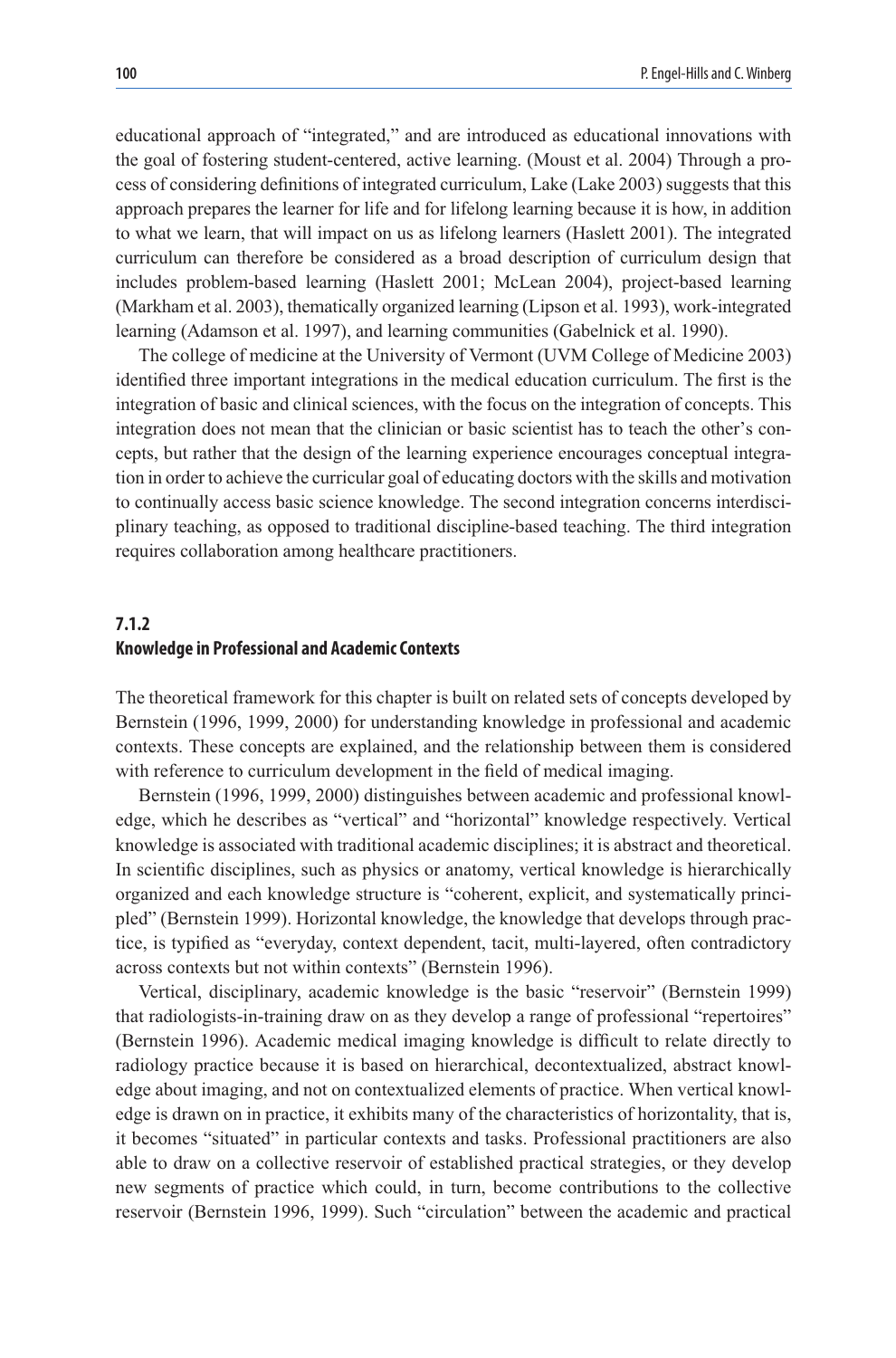educational approach of "integrated," and are introduced as educational innovations with the goal of fostering student-centered, active learning. (Moust et al. 2004) Through a process of considering definitions of integrated curriculum, Lake (Lake 2003) suggests that this approach prepares the learner for life and for lifelong learning because it is how, in addition to what we learn, that will impact on us as lifelong learners (Haslett 2001). The integrated curriculum can therefore be considered as a broad description of curriculum design that includes problem-based learning (Haslett 2001; McLean 2004), project-based learning (Markham et al. 2003), thematically organized learning (Lipson et al. 1993), work-integrated learning (Adamson et al. 1997), and learning communities (Gabelnick et al. 1990).

The college of medicine at the University of Vermont (UVM College of Medicine 2003) identified three important integrations in the medical education curriculum. The first is the integration of basic and clinical sciences, with the focus on the integration of concepts. This integration does not mean that the clinician or basic scientist has to teach the other's concepts, but rather that the design of the learning experience encourages conceptual integration in order to achieve the curricular goal of educating doctors with the skills and motivation to continually access basic science knowledge. The second integration concerns interdisciplinary teaching, as opposed to traditional discipline-based teaching. The third integration requires collaboration among healthcare practitioners.

### 7.1.2
### Knowledge in Professional and Academic Contexts

The theoretical framework for this chapter is built on related sets of concepts developed by Bernstein (1996, 1999, 2000) for understanding knowledge in professional and academic contexts. These concepts are explained, and the relationship between them is considered with reference to curriculum development in the field of medical imaging.

Bernstein (1996, 1999, 2000) distinguishes between academic and professional knowledge, which he describes as "vertical" and "horizontal" knowledge respectively. Vertical knowledge is associated with traditional academic disciplines; it is abstract and theoretical. In scientific disciplines, such as physics or anatomy, vertical knowledge is hierarchically organized and each knowledge structure is "coherent, explicit, and systematically principled" (Bernstein 1999). Horizontal knowledge, the knowledge that develops through practice, is typified as "everyday, context dependent, tacit, multi-layered, often contradictory across contexts but not within contexts" (Bernstein 1996).

Vertical, disciplinary, academic knowledge is the basic "reservoir" (Bernstein 1999) that radiologists-in-training draw on as they develop a range of professional "repertoires" (Bernstein 1996). Academic medical imaging knowledge is difficult to relate directly to radiology practice because it is based on hierarchical, decontextualized, abstract knowledge about imaging, and not on contextualized elements of practice. When vertical knowledge is drawn on in practice, it exhibits many of the characteristics of horizontality, that is, it becomes "situated" in particular contexts and tasks. Professional practitioners are also able to draw on a collective reservoir of established practical strategies, or they develop new segments of practice which could, in turn, become contributions to the collective reservoir (Bernstein 1996, 1999). Such "circulation" between the academic and practical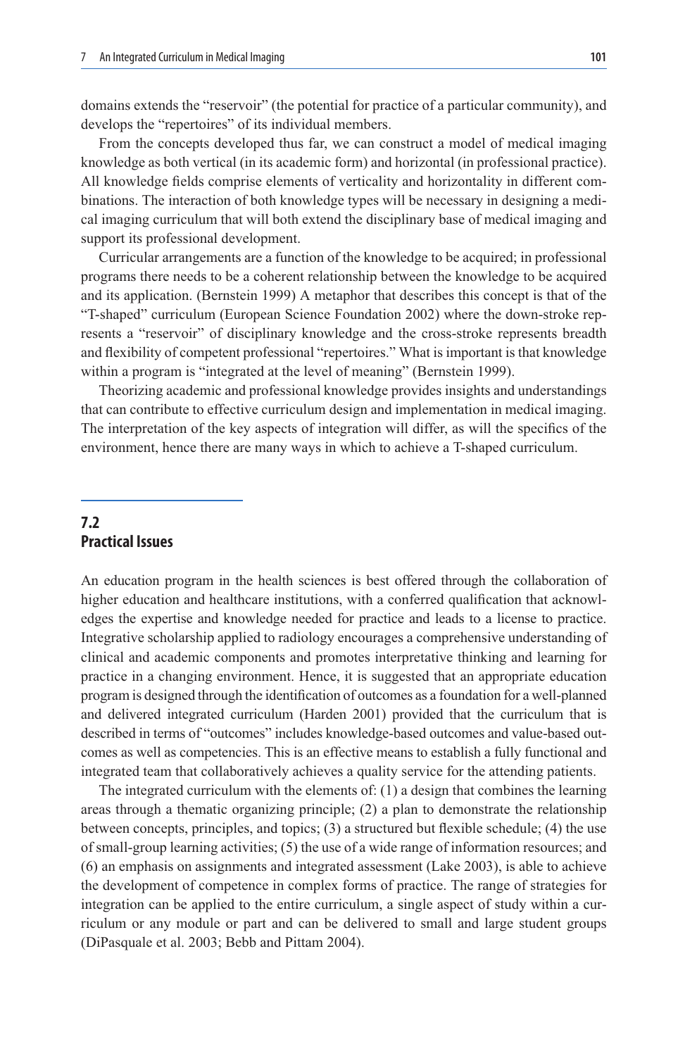domains extends the "reservoir" (the potential for practice of a particular community), and develops the "repertoires" of its individual members.

From the concepts developed thus far, we can construct a model of medical imaging knowledge as both vertical (in its academic form) and horizontal (in professional practice). All knowledge fields comprise elements of verticality and horizontality in different combinations. The interaction of both knowledge types will be necessary in designing a medical imaging curriculum that will both extend the disciplinary base of medical imaging and support its professional development.

Curricular arrangements are a function of the knowledge to be acquired; in professional programs there needs to be a coherent relationship between the knowledge to be acquired and its application. (Bernstein 1999) A metaphor that describes this concept is that of the "T-shaped" curriculum (European Science Foundation 2002) where the down-stroke represents a "reservoir" of disciplinary knowledge and the cross-stroke represents breadth and flexibility of competent professional "repertoires." What is important is that knowledge within a program is "integrated at the level of meaning" (Bernstein 1999).

Theorizing academic and professional knowledge provides insights and understandings that can contribute to effective curriculum design and implementation in medical imaging. The interpretation of the key aspects of integration will differ, as will the specifics of the environment, hence there are many ways in which to achieve a T-shaped curriculum.

## 7.2 Practical Issues

An education program in the health sciences is best offered through the collaboration of higher education and healthcare institutions, with a conferred qualification that acknowledges the expertise and knowledge needed for practice and leads to a license to practice. Integrative scholarship applied to radiology encourages a comprehensive understanding of clinical and academic components and promotes interpretative thinking and learning for practice in a changing environment. Hence, it is suggested that an appropriate education program is designed through the identification of outcomes as a foundation for a well-planned and delivered integrated curriculum (Harden 2001) provided that the curriculum that is described in terms of "outcomes" includes knowledge-based outcomes and value-based outcomes as well as competencies. This is an effective means to establish a fully functional and integrated team that collaboratively achieves a quality service for the attending patients.

The integrated curriculum with the elements of: (1) a design that combines the learning areas through a thematic organizing principle; (2) a plan to demonstrate the relationship between concepts, principles, and topics; (3) a structured but flexible schedule; (4) the use of small-group learning activities; (5) the use of a wide range of information resources; and (6) an emphasis on assignments and integrated assessment (Lake 2003), is able to achieve the development of competence in complex forms of practice. The range of strategies for integration can be applied to the entire curriculum, a single aspect of study within a curriculum or any module or part and can be delivered to small and large student groups (DiPasquale et al. 2003; Bebb and Pittam 2004).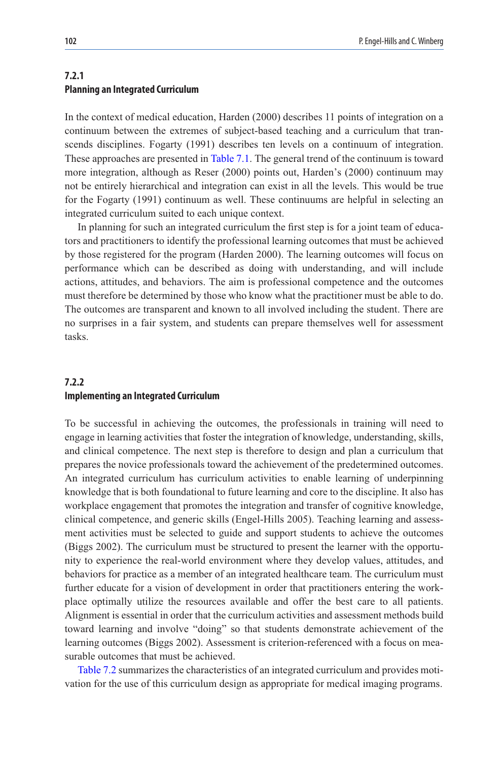### 7.2.1 Planning an Integrated Curriculum

In the context of medical education, Harden (2000) describes 11 points of integration on a continuum between the extremes of subject-based teaching and a curriculum that transcends disciplines. Fogarty (1991) describes ten levels on a continuum of integration. These approaches are presented in Table 7.1. The general trend of the continuum is toward more integration, although as Reser (2000) points out, Harden's (2000) continuum may not be entirely hierarchical and integration can exist in all the levels. This would be true for the Fogarty (1991) continuum as well. These continuums are helpful in selecting an integrated curriculum suited to each unique context.

In planning for such an integrated curriculum the first step is for a joint team of educators and practitioners to identify the professional learning outcomes that must be achieved by those registered for the program (Harden 2000). The learning outcomes will focus on performance which can be described as doing with understanding, and will include actions, attitudes, and behaviors. The aim is professional competence and the outcomes must therefore be determined by those who know what the practitioner must be able to do. The outcomes are transparent and known to all involved including the student. There are no surprises in a fair system, and students can prepare themselves well for assessment tasks.

### 7.2.2 Implementing an Integrated Curriculum

To be successful in achieving the outcomes, the professionals in training will need to engage in learning activities that foster the integration of knowledge, understanding, skills, and clinical competence. The next step is therefore to design and plan a curriculum that prepares the novice professionals toward the achievement of the predetermined outcomes. An integrated curriculum has curriculum activities to enable learning of underpinning knowledge that is both foundational to future learning and core to the discipline. It also has workplace engagement that promotes the integration and transfer of cognitive knowledge, clinical competence, and generic skills (Engel-Hills 2005). Teaching learning and assessment activities must be selected to guide and support students to achieve the outcomes (Biggs 2002). The curriculum must be structured to present the learner with the opportunity to experience the real-world environment where they develop values, attitudes, and behaviors for practice as a member of an integrated healthcare team. The curriculum must further educate for a vision of development in order that practitioners entering the workplace optimally utilize the resources available and offer the best care to all patients. Alignment is essential in order that the curriculum activities and assessment methods build toward learning and involve "doing" so that students demonstrate achievement of the learning outcomes (Biggs 2002). Assessment is criterion-referenced with a focus on measurable outcomes that must be achieved.

Table 7.2 summarizes the characteristics of an integrated curriculum and provides motivation for the use of this curriculum design as appropriate for medical imaging programs.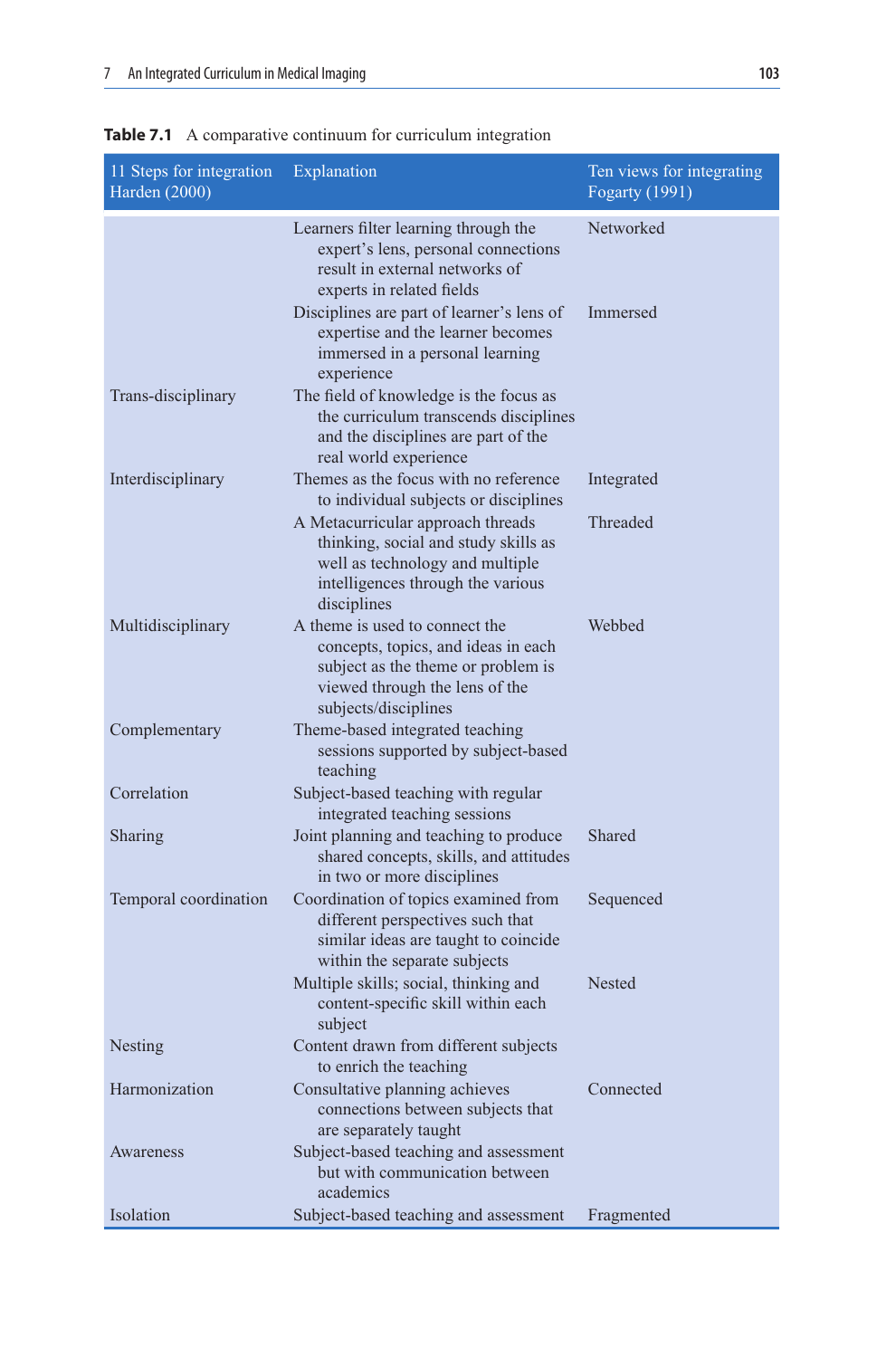**Table 7.1** A comparative continuum for curriculum integration

| 11 Steps for integration Harden (2000) | Explanation | Ten views for integrating Fogarty (1991) |
|---|---|---|
| | Learners filter learning through the expert's lens, personal connections result in external networks of experts in related fields | Networked |
| | Disciplines are part of learner's lens of expertise and the learner becomes immersed in a personal learning experience | Immersed |
| Trans-disciplinary | The field of knowledge is the focus as the curriculum transcends disciplines and the disciplines are part of the real world experience | |
| Interdisciplinary | Themes as the focus with no reference to individual subjects or disciplines | Integrated |
| | A Metacurricular approach threads thinking, social and study skills as well as technology and multiple intelligences through the various disciplines | Threaded |
| Multidisciplinary | A theme is used to connect the concepts, topics, and ideas in each subject as the theme or problem is viewed through the lens of the subjects/disciplines | Webbed |
| Complementary | Theme-based integrated teaching sessions supported by subject-based teaching | |
| Correlation | Subject-based teaching with regular integrated teaching sessions | |
| Sharing | Joint planning and teaching to produce shared concepts, skills, and attitudes in two or more disciplines | Shared |
| Temporal coordination | Coordination of topics examined from different perspectives such that similar ideas are taught to coincide within the separate subjects | Sequenced |
| | Multiple skills; social, thinking and content-specific skill within each subject | Nested |
| Nesting | Content drawn from different subjects to enrich the teaching | |
| Harmonization | Consultative planning achieves connections between subjects that are separately taught | Connected |
| Awareness | Subject-based teaching and assessment but with communication between academics | |
| Isolation | Subject-based teaching and assessment | Fragmented |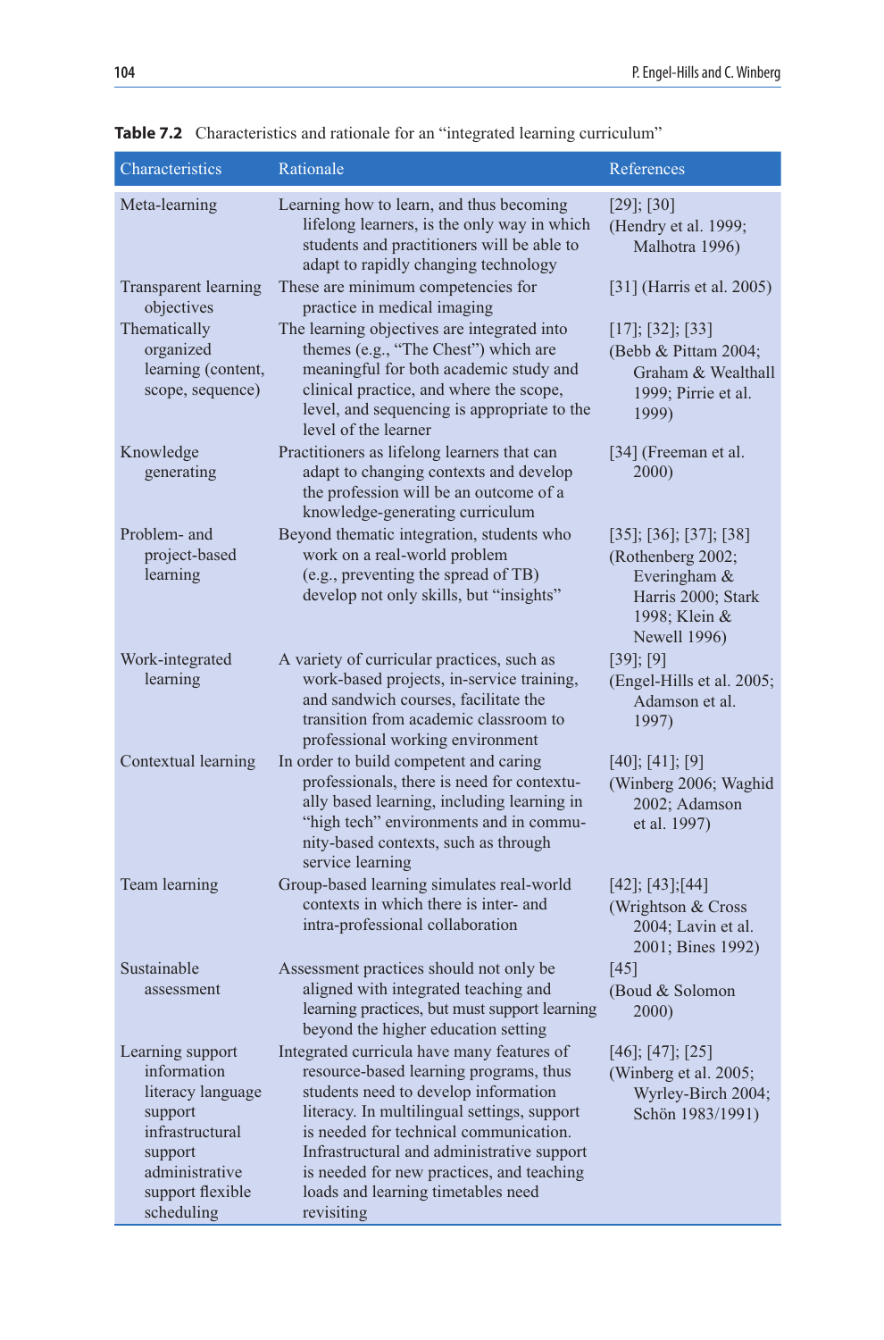**Table 7.2** Characteristics and rationale for an "integrated learning curriculum"

| Characteristics | Rationale | References |
|---|---|---|
| Meta-learning | Learning how to learn, and thus becoming lifelong learners, is the only way in which students and practitioners will be able to adapt to rapidly changing technology | [29]; [30] (Hendry et al. 1999; Malhotra 1996) |
| Transparent learning objectives | These are minimum competencies for practice in medical imaging | [31] (Harris et al. 2005) |
| Thematically organized learning (content, scope, sequence) | The learning objectives are integrated into themes (e.g., "The Chest") which are meaningful for both academic study and clinical practice, and where the scope, level, and sequencing is appropriate to the level of the learner | [17]; [32]; [33] (Bebb & Pittam 2004; Graham & Wealthall 1999; Pirrie et al. 1999) |
| Knowledge generating | Practitioners as lifelong learners that can adapt to changing contexts and develop the profession will be an outcome of a knowledge-generating curriculum | [34] (Freeman et al. 2000) |
| Problem- and project-based learning | Beyond thematic integration, students who work on a real-world problem (e.g., preventing the spread of TB) develop not only skills, but "insights" | [35]; [36]; [37]; [38] (Rothenberg 2002; Everingham & Harris 2000; Stark 1998; Klein & Newell 1996) |
| Work-integrated learning | A variety of curricular practices, such as work-based projects, in-service training, and sandwich courses, facilitate the transition from academic classroom to professional working environment | [39]; [9] (Engel-Hills et al. 2005; Adamson et al. 1997) |
| Contextual learning | In order to build competent and caring professionals, there is need for contextually based learning, including learning in "high tech" environments and in community-based contexts, such as through service learning | [40]; [41]; [9] (Winberg 2006; Waghid 2002; Adamson et al. 1997) |
| Team learning | Group-based learning simulates real-world contexts in which there is inter- and intra-professional collaboration | [42]; [43];[44] (Wrightson & Cross 2004; Lavin et al. 2001; Bines 1992) |
| Sustainable assessment | Assessment practices should not only be aligned with integrated teaching and learning practices, but must support learning beyond the higher education setting | [45] (Boud & Solomon 2000) |
| Learning support information literacy language support infrastructural support administrative support flexible scheduling | Integrated curricula have many features of resource-based learning programs, thus students need to develop information literacy. In multilingual settings, support is needed for technical communication. Infrastructural and administrative support is needed for new practices, and teaching loads and learning timetables need revisiting | [46]; [47]; [25] (Winberg et al. 2005; Wyrley-Birch 2004; Schön 1983/1991) |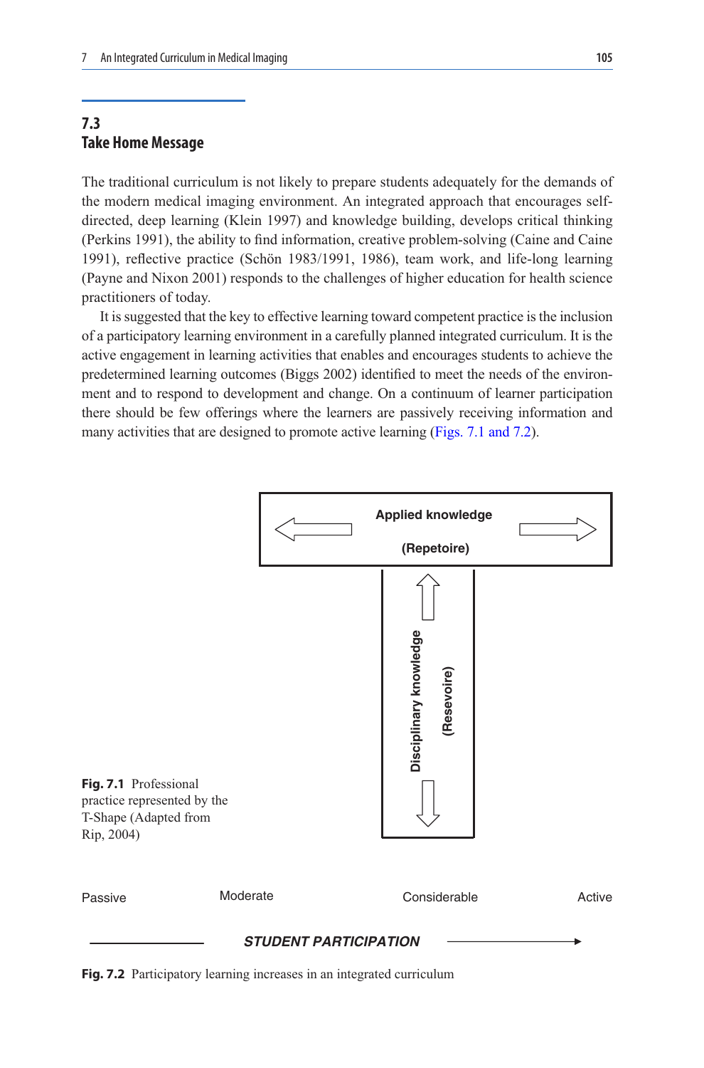## 7.3 Take Home Message

The traditional curriculum is not likely to prepare students adequately for the demands of the modern medical imaging environment. An integrated approach that encourages self-directed, deep learning (Klein 1997) and knowledge building, develops critical thinking (Perkins 1991), the ability to find information, creative problem-solving (Caine and Caine 1991), reflective practice (Schön 1983/1991, 1986), team work, and life-long learning (Payne and Nixon 2001) responds to the challenges of higher education for health science practitioners of today.

It is suggested that the key to effective learning toward competent practice is the inclusion of a participatory learning environment in a carefully planned integrated curriculum. It is the active engagement in learning activities that enables and encourages students to achieve the predetermined learning outcomes (Biggs 2002) identified to meet the needs of the environment and to respond to development and change. On a continuum of learner participation there should be few offerings where the learners are passively receiving information and many activities that are designed to promote active learning (Figs. 7.1 and 7.2).

Applied knowledge

(Repetoire)

Disciplinary knowledge

(Resevoire)

**Fig. 7.1** Professional practice represented by the T-Shape (Adapted from Rip, 2004)

Passive — Moderate — Considerable — Active

*STUDENT PARTICIPATION* →

**Fig. 7.2** Participatory learning increases in an integrated curriculum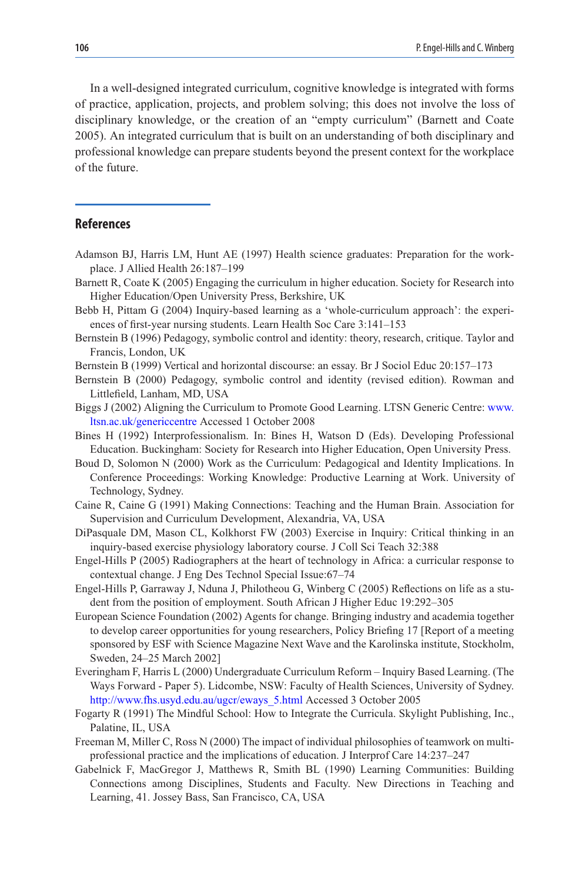In a well-designed integrated curriculum, cognitive knowledge is integrated with forms of practice, application, projects, and problem solving; this does not involve the loss of disciplinary knowledge, or the creation of an "empty curriculum" (Barnett and Coate 2005). An integrated curriculum that is built on an understanding of both disciplinary and professional knowledge can prepare students beyond the present context for the workplace of the future.

## References

Adamson BJ, Harris LM, Hunt AE (1997) Health science graduates: Preparation for the workplace. J Allied Health 26:187–199

Barnett R, Coate K (2005) Engaging the curriculum in higher education. Society for Research into Higher Education/Open University Press, Berkshire, UK

Bebb H, Pittam G (2004) Inquiry-based learning as a 'whole-curriculum approach': the experiences of first-year nursing students. Learn Health Soc Care 3:141–153

Bernstein B (1996) Pedagogy, symbolic control and identity: theory, research, critique. Taylor and Francis, London, UK

Bernstein B (1999) Vertical and horizontal discourse: an essay. Br J Sociol Educ 20:157–173

Bernstein B (2000) Pedagogy, symbolic control and identity (revised edition). Rowman and Littlefield, Lanham, MD, USA

Biggs J (2002) Aligning the Curriculum to Promote Good Learning. LTSN Generic Centre: www.ltsn.ac.uk/genericcentre Accessed 1 October 2008

Bines H (1992) Interprofessionalism. In: Bines H, Watson D (Eds). Developing Professional Education. Buckingham: Society for Research into Higher Education, Open University Press.

Boud D, Solomon N (2000) Work as the Curriculum: Pedagogical and Identity Implications. In Conference Proceedings: Working Knowledge: Productive Learning at Work. University of Technology, Sydney.

Caine R, Caine G (1991) Making Connections: Teaching and the Human Brain. Association for Supervision and Curriculum Development, Alexandria, VA, USA

DiPasquale DM, Mason CL, Kolkhorst FW (2003) Exercise in Inquiry: Critical thinking in an inquiry-based exercise physiology laboratory course. J Coll Sci Teach 32:388

Engel-Hills P (2005) Radiographers at the heart of technology in Africa: a curricular response to contextual change. J Eng Des Technol Special Issue:67–74

Engel-Hills P, Garraway J, Nduna J, Philotheou G, Winberg C (2005) Reflections on life as a student from the position of employment. South African J Higher Educ 19:292–305

European Science Foundation (2002) Agents for change. Bringing industry and academia together to develop career opportunities for young researchers, Policy Briefing 17 [Report of a meeting sponsored by ESF with Science Magazine Next Wave and the Karolinska institute, Stockholm, Sweden, 24–25 March 2002]

Everingham F, Harris L (2000) Undergraduate Curriculum Reform – Inquiry Based Learning. (The Ways Forward - Paper 5). Lidcombe, NSW: Faculty of Health Sciences, University of Sydney. http://www.fhs.usyd.edu.au/ugcr/eways_5.html Accessed 3 October 2005

Fogarty R (1991) The Mindful School: How to Integrate the Curricula. Skylight Publishing, Inc., Palatine, IL, USA

Freeman M, Miller C, Ross N (2000) The impact of individual philosophies of teamwork on multi-professional practice and the implications of education. J Interprof Care 14:237–247

Gabelnick F, MacGregor J, Matthews R, Smith BL (1990) Learning Communities: Building Connections among Disciplines, Students and Faculty. New Directions in Teaching and Learning, 41. Jossey Bass, San Francisco, CA, USA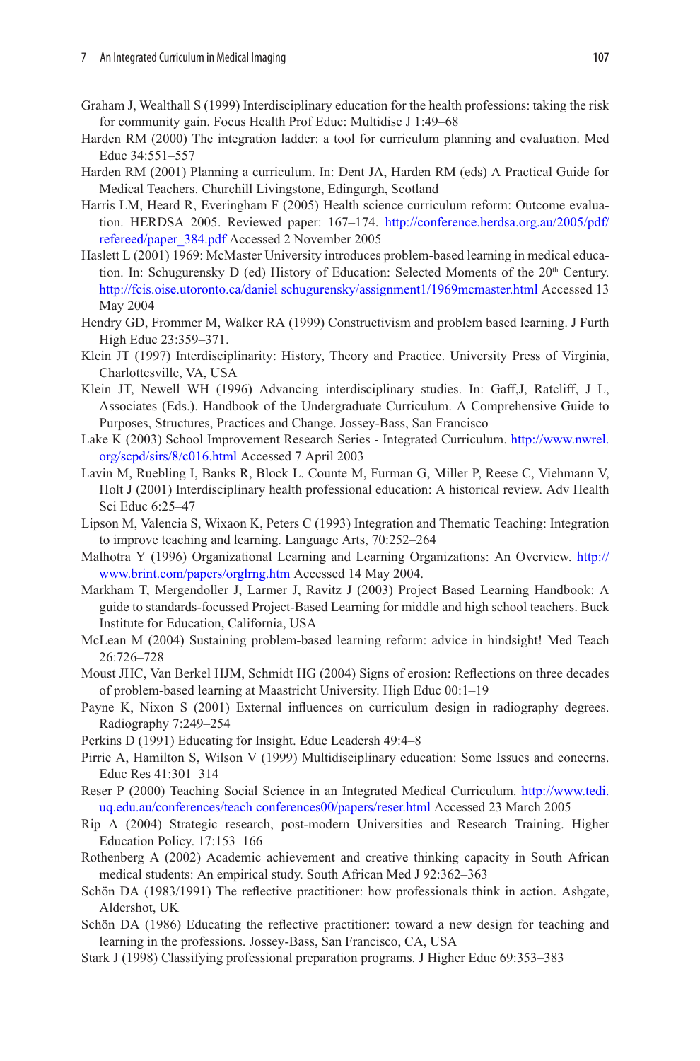Graham J, Wealthall S (1999) Interdisciplinary education for the health professions: taking the risk for community gain. Focus Health Prof Educ: Multidisc J 1:49–68

Harden RM (2000) The integration ladder: a tool for curriculum planning and evaluation. Med Educ 34:551–557

Harden RM (2001) Planning a curriculum. In: Dent JA, Harden RM (eds) A Practical Guide for Medical Teachers. Churchill Livingstone, Edingurgh, Scotland

Harris LM, Heard R, Everingham F (2005) Health science curriculum reform: Outcome evaluation. HERDSA 2005. Reviewed paper: 167–174. http://conference.herdsa.org.au/2005/pdf/refereed/paper_384.pdf Accessed 2 November 2005

Haslett L (2001) 1969: McMaster University introduces problem-based learning in medical education. In: Schugurensky D (ed) History of Education: Selected Moments of the 20th Century. http://fcis.oise.utoronto.ca/daniel schugurensky/assignment1/1969mcmaster.html Accessed 13 May 2004

Hendry GD, Frommer M, Walker RA (1999) Constructivism and problem based learning. J Furth High Educ 23:359–371.

Klein JT (1997) Interdisciplinarity: History, Theory and Practice. University Press of Virginia, Charlottesville, VA, USA

Klein JT, Newell WH (1996) Advancing interdisciplinary studies. In: Gaff,J, Ratcliff, J L, Associates (Eds.). Handbook of the Undergraduate Curriculum. A Comprehensive Guide to Purposes, Structures, Practices and Change. Jossey-Bass, San Francisco

Lake K (2003) School Improvement Research Series - Integrated Curriculum. http://www.nwrel.org/scpd/sirs/8/c016.html Accessed 7 April 2003

Lavin M, Ruebling I, Banks R, Block L. Counte M, Furman G, Miller P, Reese C, Viehmann V, Holt J (2001) Interdisciplinary health professional education: A historical review. Adv Health Sci Educ 6:25–47

Lipson M, Valencia S, Wixaon K, Peters C (1993) Integration and Thematic Teaching: Integration to improve teaching and learning. Language Arts, 70:252–264

Malhotra Y (1996) Organizational Learning and Learning Organizations: An Overview. http://www.brint.com/papers/orglrng.htm Accessed 14 May 2004.

Markham T, Mergendoller J, Larmer J, Ravitz J (2003) Project Based Learning Handbook: A guide to standards-focussed Project-Based Learning for middle and high school teachers. Buck Institute for Education, California, USA

McLean M (2004) Sustaining problem-based learning reform: advice in hindsight! Med Teach 26:726–728

Moust JHC, Van Berkel HJM, Schmidt HG (2004) Signs of erosion: Reflections on three decades of problem-based learning at Maastricht University. High Educ 00:1–19

Payne K, Nixon S (2001) External influences on curriculum design in radiography degrees. Radiography 7:249–254

Perkins D (1991) Educating for Insight. Educ Leadersh 49:4–8

Pirrie A, Hamilton S, Wilson V (1999) Multidisciplinary education: Some Issues and concerns. Educ Res 41:301–314

Reser P (2000) Teaching Social Science in an Integrated Medical Curriculum. http://www.tedi.uq.edu.au/conferences/teach conferences00/papers/reser.html Accessed 23 March 2005

Rip A (2004) Strategic research, post-modern Universities and Research Training. Higher Education Policy. 17:153–166

Rothenberg A (2002) Academic achievement and creative thinking capacity in South African medical students: An empirical study. South African Med J 92:362–363

Schön DA (1983/1991) The reflective practitioner: how professionals think in action. Ashgate, Aldershot, UK

Schön DA (1986) Educating the reflective practitioner: toward a new design for teaching and learning in the professions. Jossey-Bass, San Francisco, CA, USA

Stark J (1998) Classifying professional preparation programs. J Higher Educ 69:353–383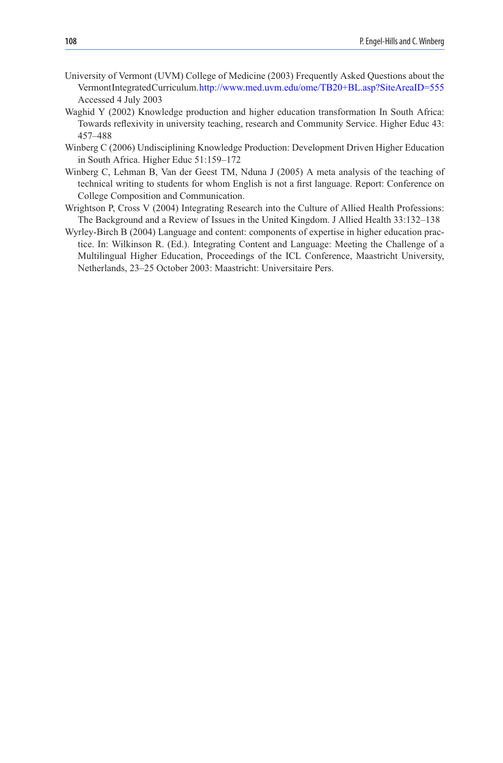University of Vermont (UVM) College of Medicine (2003) Frequently Asked Questions about the Vermont Integrated Curriculum. http://www.med.uvm.edu/ome/TB20+BL.asp?SiteAreaID=555 Accessed 4 July 2003

Waghid Y (2002) Knowledge production and higher education transformation In South Africa: Towards reflexivity in university teaching, research and Community Service. Higher Educ 43: 457–488

Winberg C (2006) Undisciplining Knowledge Production: Development Driven Higher Education in South Africa. Higher Educ 51:159–172

Winberg C, Lehman B, Van der Geest TM, Nduna J (2005) A meta analysis of the teaching of technical writing to students for whom English is not a first language. Report: Conference on College Composition and Communication.

Wrightson P, Cross V (2004) Integrating Research into the Culture of Allied Health Professions: The Background and a Review of Issues in the United Kingdom. J Allied Health 33:132–138

Wyrley-Birch B (2004) Language and content: components of expertise in higher education practice. In: Wilkinson R. (Ed.). Integrating Content and Language: Meeting the Challenge of a Multilingual Higher Education, Proceedings of the ICL Conference, Maastricht University, Netherlands, 23–25 October 2003: Maastricht: Universitaire Pers.